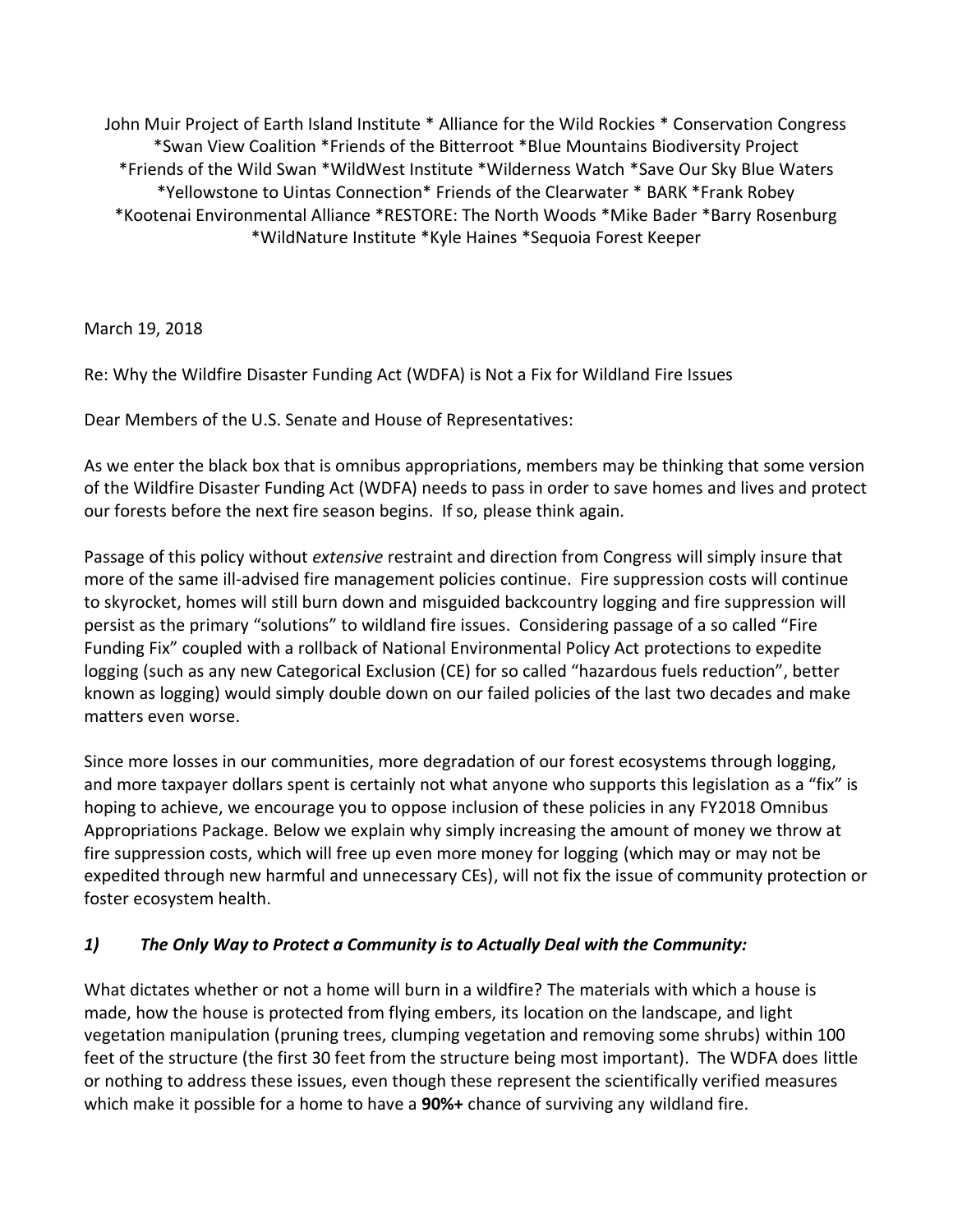John Muir Project of Earth Island Institute * Alliance for the Wild Rockies * Conservation Congress *Swan View Coalition *Friends of the Bitterroot *Blue Mountains Biodiversity Project *Friends of the Wild Swan *WildWest Institute *Wilderness Watch *Save Our Sky Blue Waters *Yellowstone to Uintas Connection* Friends of the Clearwater * BARK *Frank Robey *Kootenai Environmental Alliance *RESTORE: The North Woods *Mike Bader *Barry Rosenburg *WildNature Institute *Kyle Haines *Sequoia Forest Keeper

March 19, 2018

Re: Why the Wildfire Disaster Funding Act (WDFA) is Not a Fix for Wildland Fire Issues

Dear Members of the U.S. Senate and House of Representatives:

As we enter the black box that is omnibus appropriations, members may be thinking that some version of the Wildfire Disaster Funding Act (WDFA) needs to pass in order to save homes and lives and protect our forests before the next fire season begins. If so, please think again.

Passage of this policy without *extensive* restraint and direction from Congress will simply insure that more of the same ill-advised fire management policies continue. Fire suppression costs will continue to skyrocket, homes will still burn down and misguided backcountry logging and fire suppression will persist as the primary "solutions" to wildland fire issues. Considering passage of a so called "Fire Funding Fix" coupled with a rollback of National Environmental Policy Act protections to expedite logging (such as any new Categorical Exclusion (CE) for so called "hazardous fuels reduction", better known as logging) would simply double down on our failed policies of the last two decades and make matters even worse.

Since more losses in our communities, more degradation of our forest ecosystems through logging, and more taxpayer dollars spent is certainly not what anyone who supports this legislation as a "fix" is hoping to achieve, we encourage you to oppose inclusion of these policies in any FY2018 Omnibus Appropriations Package. Below we explain why simply increasing the amount of money we throw at fire suppression costs, which will free up even more money for logging (which may or may not be expedited through new harmful and unnecessary CEs), will not fix the issue of community protection or foster ecosystem health.

### ***1) The Only Way to Protect a Community is to Actually Deal with the Community:***

What dictates whether or not a home will burn in a wildfire? The materials with which a house is made, how the house is protected from flying embers, its location on the landscape, and light vegetation manipulation (pruning trees, clumping vegetation and removing some shrubs) within 100 feet of the structure (the first 30 feet from the structure being most important). The WDFA does little or nothing to address these issues, even though these represent the scientifically verified measures which make it possible for a home to have a **90%+** chance of surviving any wildland fire.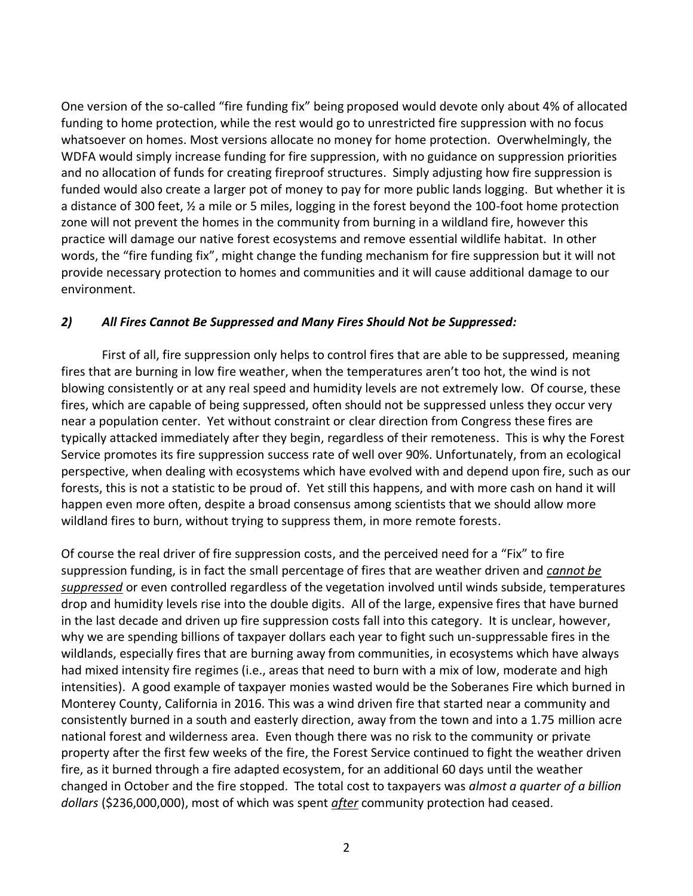One version of the so-called "fire funding fix" being proposed would devote only about 4% of allocated funding to home protection, while the rest would go to unrestricted fire suppression with no focus whatsoever on homes. Most versions allocate no money for home protection. Overwhelmingly, the WDFA would simply increase funding for fire suppression, with no guidance on suppression priorities and no allocation of funds for creating fireproof structures. Simply adjusting how fire suppression is funded would also create a larger pot of money to pay for more public lands logging. But whether it is a distance of 300 feet, ½ a mile or 5 miles, logging in the forest beyond the 100-foot home protection zone will not prevent the homes in the community from burning in a wildland fire, however this practice will damage our native forest ecosystems and remove essential wildlife habitat. In other words, the "fire funding fix", might change the funding mechanism for fire suppression but it will not provide necessary protection to homes and communities and it will cause additional damage to our environment.

### ***2) All Fires Cannot Be Suppressed and Many Fires Should Not be Suppressed:***

First of all, fire suppression only helps to control fires that are able to be suppressed, meaning fires that are burning in low fire weather, when the temperatures aren't too hot, the wind is not blowing consistently or at any real speed and humidity levels are not extremely low. Of course, these fires, which are capable of being suppressed, often should not be suppressed unless they occur very near a population center. Yet without constraint or clear direction from Congress these fires are typically attacked immediately after they begin, regardless of their remoteness. This is why the Forest Service promotes its fire suppression success rate of well over 90%. Unfortunately, from an ecological perspective, when dealing with ecosystems which have evolved with and depend upon fire, such as our forests, this is not a statistic to be proud of. Yet still this happens, and with more cash on hand it will happen even more often, despite a broad consensus among scientists that we should allow more wildland fires to burn, without trying to suppress them, in more remote forests.

Of course the real driver of fire suppression costs, and the perceived need for a "Fix" to fire suppression funding, is in fact the small percentage of fires that are weather driven and *cannot be suppressed* or even controlled regardless of the vegetation involved until winds subside, temperatures drop and humidity levels rise into the double digits. All of the large, expensive fires that have burned in the last decade and driven up fire suppression costs fall into this category. It is unclear, however, why we are spending billions of taxpayer dollars each year to fight such un-suppressable fires in the wildlands, especially fires that are burning away from communities, in ecosystems which have always had mixed intensity fire regimes (i.e., areas that need to burn with a mix of low, moderate and high intensities). A good example of taxpayer monies wasted would be the Soberanes Fire which burned in Monterey County, California in 2016. This was a wind driven fire that started near a community and consistently burned in a south and easterly direction, away from the town and into a 1.75 million acre national forest and wilderness area. Even though there was no risk to the community or private property after the first few weeks of the fire, the Forest Service continued to fight the weather driven fire, as it burned through a fire adapted ecosystem, for an additional 60 days until the weather changed in October and the fire stopped. The total cost to taxpayers was *almost a quarter of a billion dollars* ($236,000,000), most of which was spent ***after*** community protection had ceased.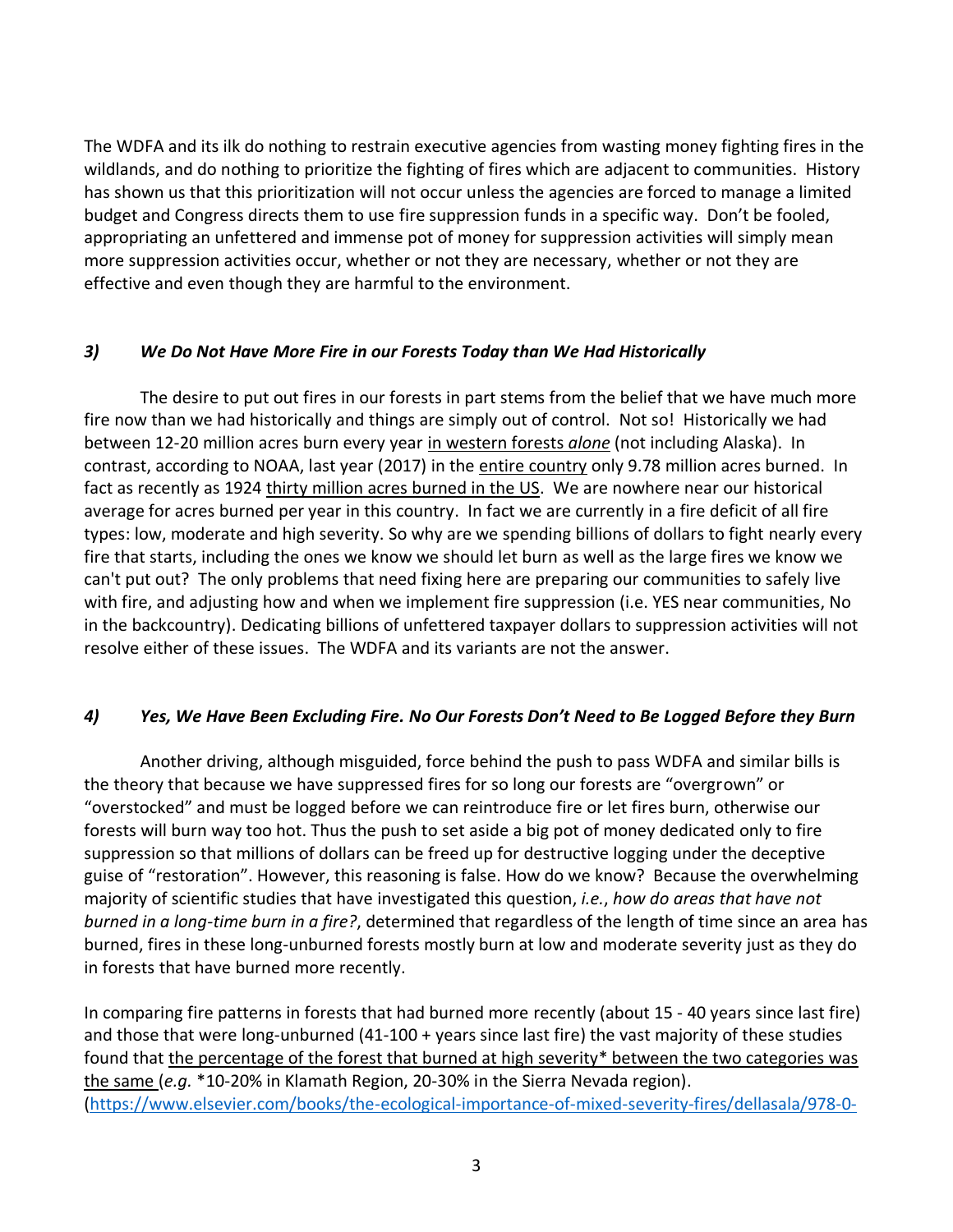The WDFA and its ilk do nothing to restrain executive agencies from wasting money fighting fires in the wildlands, and do nothing to prioritize the fighting of fires which are adjacent to communities. History has shown us that this prioritization will not occur unless the agencies are forced to manage a limited budget and Congress directs them to use fire suppression funds in a specific way. Don't be fooled, appropriating an unfettered and immense pot of money for suppression activities will simply mean more suppression activities occur, whether or not they are necessary, whether or not they are effective and even though they are harmful to the environment.

### *3) We Do Not Have More Fire in our Forests Today than We Had Historically*

The desire to put out fires in our forests in part stems from the belief that we have much more fire now than we had historically and things are simply out of control. Not so! Historically we had between 12-20 million acres burn every year in western forests *alone* (not including Alaska). In contrast, according to NOAA, last year (2017) in the entire country only 9.78 million acres burned. In fact as recently as 1924 thirty million acres burned in the US. We are nowhere near our historical average for acres burned per year in this country. In fact we are currently in a fire deficit of all fire types: low, moderate and high severity. So why are we spending billions of dollars to fight nearly every fire that starts, including the ones we know we should let burn as well as the large fires we know we can't put out? The only problems that need fixing here are preparing our communities to safely live with fire, and adjusting how and when we implement fire suppression (i.e. YES near communities, No in the backcountry). Dedicating billions of unfettered taxpayer dollars to suppression activities will not resolve either of these issues. The WDFA and its variants are not the answer.

### *4) Yes, We Have Been Excluding Fire. No Our Forests Don't Need to Be Logged Before they Burn*

Another driving, although misguided, force behind the push to pass WDFA and similar bills is the theory that because we have suppressed fires for so long our forests are "overgrown" or "overstocked" and must be logged before we can reintroduce fire or let fires burn, otherwise our forests will burn way too hot. Thus the push to set aside a big pot of money dedicated only to fire suppression so that millions of dollars can be freed up for destructive logging under the deceptive guise of "restoration". However, this reasoning is false. How do we know? Because the overwhelming majority of scientific studies that have investigated this question, *i.e.*, *how do areas that have not burned in a long-time burn in a fire?*, determined that regardless of the length of time since an area has burned, fires in these long-unburned forests mostly burn at low and moderate severity just as they do in forests that have burned more recently.

In comparing fire patterns in forests that had burned more recently (about 15 - 40 years since last fire) and those that were long-unburned (41-100 + years since last fire) the vast majority of these studies found that the percentage of the forest that burned at high severity* between the two categories was the same (*e.g.* *10-20% in Klamath Region, 20-30% in the Sierra Nevada region). (https://www.elsevier.com/books/the-ecological-importance-of-mixed-severity-fires/dellasala/978-0-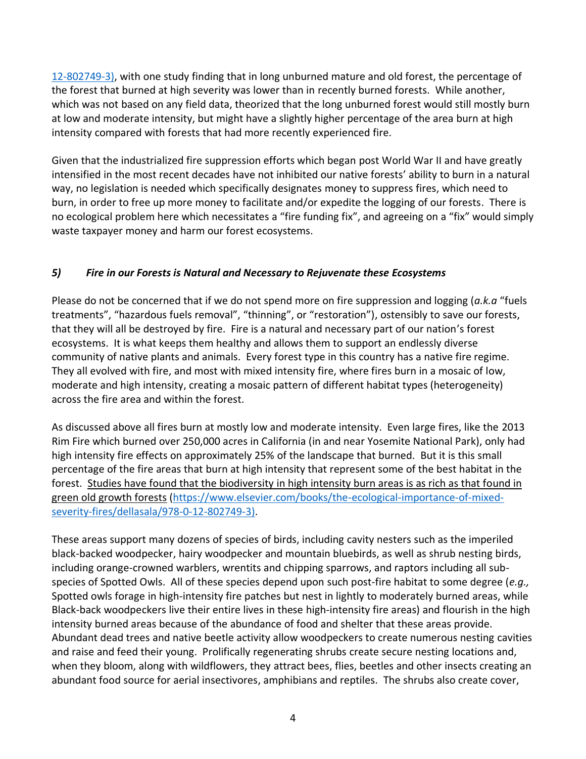12-802749-3), with one study finding that in long unburned mature and old forest, the percentage of the forest that burned at high severity was lower than in recently burned forests. While another, which was not based on any field data, theorized that the long unburned forest would still mostly burn at low and moderate intensity, but might have a slightly higher percentage of the area burn at high intensity compared with forests that had more recently experienced fire.

Given that the industrialized fire suppression efforts which began post World War II and have greatly intensified in the most recent decades have not inhibited our native forests' ability to burn in a natural way, no legislation is needed which specifically designates money to suppress fires, which need to burn, in order to free up more money to facilitate and/or expedite the logging of our forests. There is no ecological problem here which necessitates a "fire funding fix", and agreeing on a "fix" would simply waste taxpayer money and harm our forest ecosystems.

### *5) Fire in our Forests is Natural and Necessary to Rejuvenate these Ecosystems*

Please do not be concerned that if we do not spend more on fire suppression and logging (*a.k.a* "fuels treatments", "hazardous fuels removal", "thinning", or "restoration"), ostensibly to save our forests, that they will all be destroyed by fire. Fire is a natural and necessary part of our nation's forest ecosystems. It is what keeps them healthy and allows them to support an endlessly diverse community of native plants and animals. Every forest type in this country has a native fire regime. They all evolved with fire, and most with mixed intensity fire, where fires burn in a mosaic of low, moderate and high intensity, creating a mosaic pattern of different habitat types (heterogeneity) across the fire area and within the forest.

As discussed above all fires burn at mostly low and moderate intensity. Even large fires, like the 2013 Rim Fire which burned over 250,000 acres in California (in and near Yosemite National Park), only had high intensity fire effects on approximately 25% of the landscape that burned. But it is this small percentage of the fire areas that burn at high intensity that represent some of the best habitat in the forest. Studies have found that the biodiversity in high intensity burn areas is as rich as that found in green old growth forests (https://www.elsevier.com/books/the-ecological-importance-of-mixed-severity-fires/dellasala/978-0-12-802749-3).

These areas support many dozens of species of birds, including cavity nesters such as the imperiled black-backed woodpecker, hairy woodpecker and mountain bluebirds, as well as shrub nesting birds, including orange-crowned warblers, wrentits and chipping sparrows, and raptors including all sub-species of Spotted Owls. All of these species depend upon such post-fire habitat to some degree (*e.g.,* Spotted owls forage in high-intensity fire patches but nest in lightly to moderately burned areas, while Black-back woodpeckers live their entire lives in these high-intensity fire areas) and flourish in the high intensity burned areas because of the abundance of food and shelter that these areas provide. Abundant dead trees and native beetle activity allow woodpeckers to create numerous nesting cavities and raise and feed their young. Prolifically regenerating shrubs create secure nesting locations and, when they bloom, along with wildflowers, they attract bees, flies, beetles and other insects creating an abundant food source for aerial insectivores, amphibians and reptiles. The shrubs also create cover,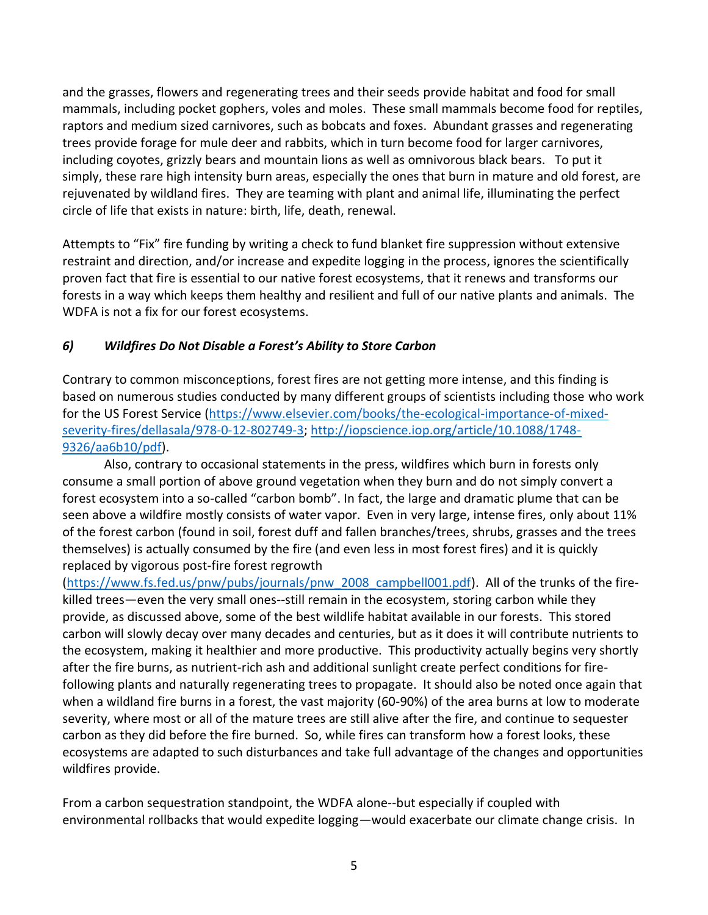and the grasses, flowers and regenerating trees and their seeds provide habitat and food for small mammals, including pocket gophers, voles and moles. These small mammals become food for reptiles, raptors and medium sized carnivores, such as bobcats and foxes. Abundant grasses and regenerating trees provide forage for mule deer and rabbits, which in turn become food for larger carnivores, including coyotes, grizzly bears and mountain lions as well as omnivorous black bears. To put it simply, these rare high intensity burn areas, especially the ones that burn in mature and old forest, are rejuvenated by wildland fires. They are teaming with plant and animal life, illuminating the perfect circle of life that exists in nature: birth, life, death, renewal.

Attempts to "Fix" fire funding by writing a check to fund blanket fire suppression without extensive restraint and direction, and/or increase and expedite logging in the process, ignores the scientifically proven fact that fire is essential to our native forest ecosystems, that it renews and transforms our forests in a way which keeps them healthy and resilient and full of our native plants and animals. The WDFA is not a fix for our forest ecosystems.

### *6) Wildfires Do Not Disable a Forest's Ability to Store Carbon*

Contrary to common misconceptions, forest fires are not getting more intense, and this finding is based on numerous studies conducted by many different groups of scientists including those who work for the US Forest Service (https://www.elsevier.com/books/the-ecological-importance-of-mixed-severity-fires/dellasala/978-0-12-802749-3; http://iopscience.iop.org/article/10.1088/1748-9326/aa6b10/pdf).

Also, contrary to occasional statements in the press, wildfires which burn in forests only consume a small portion of above ground vegetation when they burn and do not simply convert a forest ecosystem into a so-called "carbon bomb". In fact, the large and dramatic plume that can be seen above a wildfire mostly consists of water vapor. Even in very large, intense fires, only about 11% of the forest carbon (found in soil, forest duff and fallen branches/trees, shrubs, grasses and the trees themselves) is actually consumed by the fire (and even less in most forest fires) and it is quickly replaced by vigorous post-fire forest regrowth (https://www.fs.fed.us/pnw/pubs/journals/pnw_2008_campbell001.pdf). All of the trunks of the fire-killed trees—even the very small ones--still remain in the ecosystem, storing carbon while they provide, as discussed above, some of the best wildlife habitat available in our forests. This stored carbon will slowly decay over many decades and centuries, but as it does it will contribute nutrients to the ecosystem, making it healthier and more productive. This productivity actually begins very shortly after the fire burns, as nutrient-rich ash and additional sunlight create perfect conditions for fire-following plants and naturally regenerating trees to propagate. It should also be noted once again that when a wildland fire burns in a forest, the vast majority (60-90%) of the area burns at low to moderate severity, where most or all of the mature trees are still alive after the fire, and continue to sequester carbon as they did before the fire burned. So, while fires can transform how a forest looks, these ecosystems are adapted to such disturbances and take full advantage of the changes and opportunities wildfires provide.

From a carbon sequestration standpoint, the WDFA alone--but especially if coupled with environmental rollbacks that would expedite logging—would exacerbate our climate change crisis. In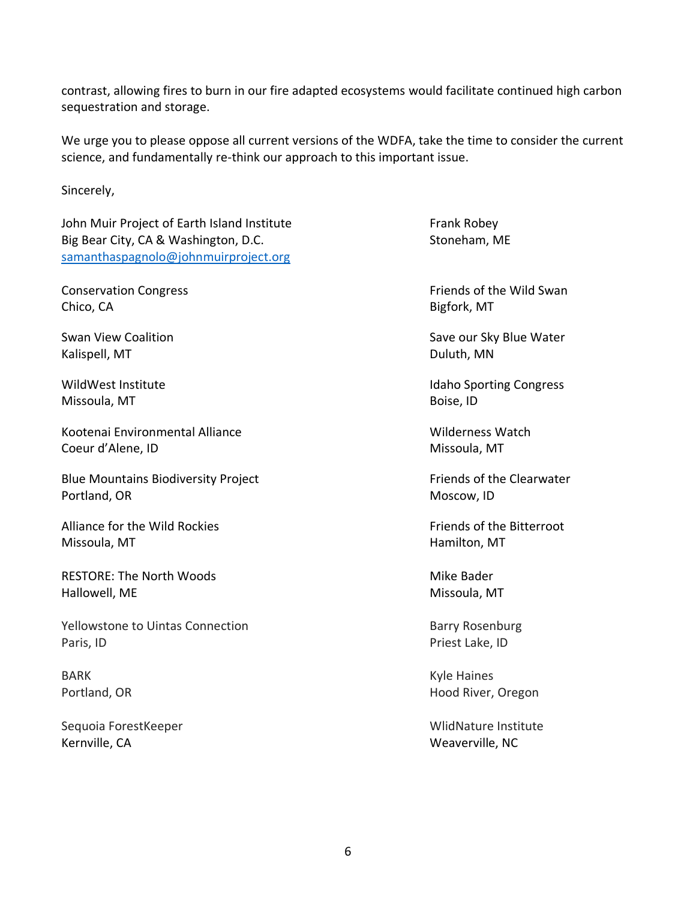contrast, allowing fires to burn in our fire adapted ecosystems would facilitate continued high carbon sequestration and storage.

We urge you to please oppose all current versions of the WDFA, take the time to consider the current science, and fundamentally re-think our approach to this important issue.

Sincerely,

John Muir Project of Earth Island Institute
Big Bear City, CA & Washington, D.C.
samanthaspagnolo@johnmuirproject.org

Conservation Congress
Chico, CA

Swan View Coalition
Kalispell, MT

WildWest Institute
Missoula, MT

Kootenai Environmental Alliance
Coeur d'Alene, ID

Blue Mountains Biodiversity Project
Portland, OR

Alliance for the Wild Rockies
Missoula, MT

RESTORE: The North Woods
Hallowell, ME

Yellowstone to Uintas Connection
Paris, ID

BARK
Portland, OR

Sequoia ForestKeeper
Kernville, CA

Frank Robey
Stoneham, ME

Friends of the Wild Swan
Bigfork, MT

Save our Sky Blue Water
Duluth, MN

Idaho Sporting Congress
Boise, ID

Wilderness Watch
Missoula, MT

Friends of the Clearwater
Moscow, ID

Friends of the Bitterroot
Hamilton, MT

Mike Bader
Missoula, MT

Barry Rosenburg
Priest Lake, ID

Kyle Haines
Hood River, Oregon

WlidNature Institute
Weaverville, NC